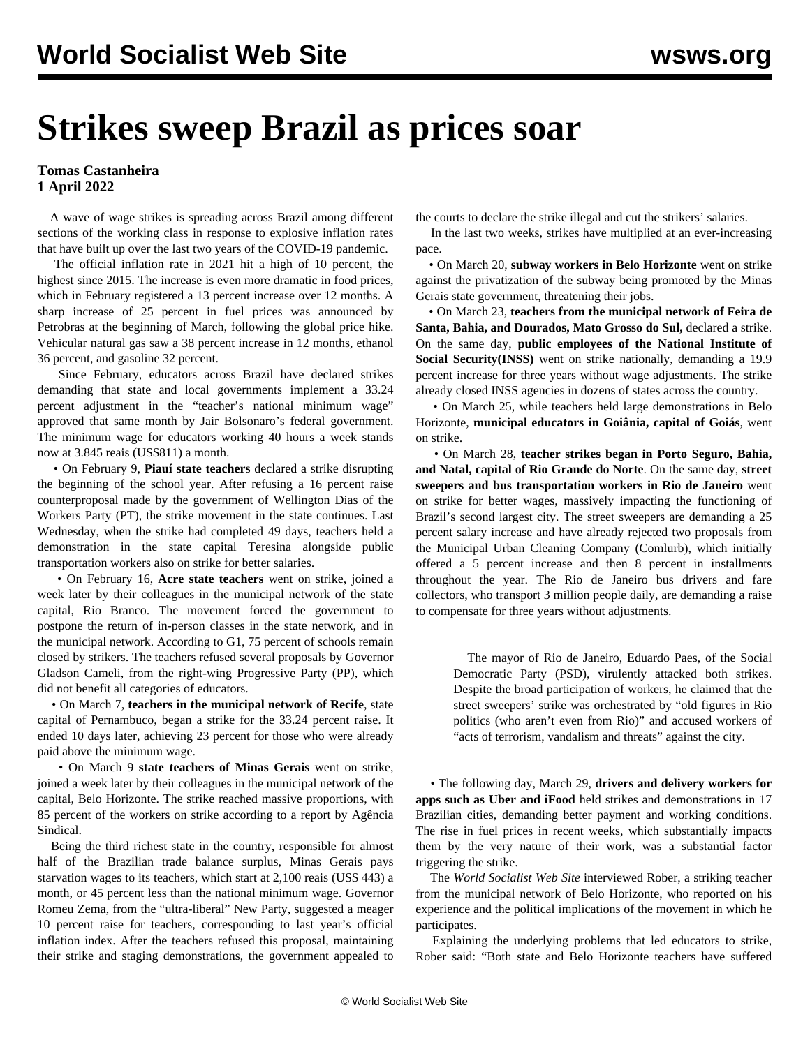# Strikes sweep Brazil as prices soar

**Tomas Castanheira**
**1 April 2022**

A wave of wage strikes is spreading across Brazil among different sections of the working class in response to explosive inflation rates that have built up over the last two years of the COVID-19 pandemic.

The official inflation rate in 2021 hit a high of 10 percent, the highest since 2015. The increase is even more dramatic in food prices, which in February registered a 13 percent increase over 12 months. A sharp increase of 25 percent in fuel prices was announced by Petrobras at the beginning of March, following the global price hike. Vehicular natural gas saw a 38 percent increase in 12 months, ethanol 36 percent, and gasoline 32 percent.

Since February, educators across Brazil have declared strikes demanding that state and local governments implement a 33.24 percent adjustment in the "teacher's national minimum wage" approved that same month by Jair Bolsonaro's federal government. The minimum wage for educators working 40 hours a week stands now at 3.845 reais (US$811) a month.

- On February 9, **Piauí state teachers** declared a strike disrupting the beginning of the school year. After refusing a 16 percent raise counterproposal made by the government of Wellington Dias of the Workers Party (PT), the strike movement in the state continues. Last Wednesday, when the strike had completed 49 days, teachers held a demonstration in the state capital Teresina alongside public transportation workers also on strike for better salaries.
- On February 16, **Acre state teachers** went on strike, joined a week later by their colleagues in the municipal network of the state capital, Rio Branco. The movement forced the government to postpone the return of in-person classes in the state network, and in the municipal network. According to G1, 75 percent of schools remain closed by strikers. The teachers refused several proposals by Governor Gladson Cameli, from the right-wing Progressive Party (PP), which did not benefit all categories of educators.
- On March 7, **teachers in the municipal network of Recife**, state capital of Pernambuco, began a strike for the 33.24 percent raise. It ended 10 days later, achieving 23 percent for those who were already paid above the minimum wage.
- On March 9 **state teachers of Minas Gerais** went on strike, joined a week later by their colleagues in the municipal network of the capital, Belo Horizonte. The strike reached massive proportions, with 85 percent of the workers on strike according to a report by Agência Sindical.

Being the third richest state in the country, responsible for almost half of the Brazilian trade balance surplus, Minas Gerais pays starvation wages to its teachers, which start at 2,100 reais (US$ 443) a month, or 45 percent less than the national minimum wage. Governor Romeu Zema, from the "ultra-liberal" New Party, suggested a meager 10 percent raise for teachers, corresponding to last year's official inflation index. After the teachers refused this proposal, maintaining their strike and staging demonstrations, the government appealed to the courts to declare the strike illegal and cut the strikers' salaries.

In the last two weeks, strikes have multiplied at an ever-increasing pace.

- On March 20, **subway workers in Belo Horizonte** went on strike against the privatization of the subway being promoted by the Minas Gerais state government, threatening their jobs.
- On March 23, **teachers from the municipal network of Feira de Santa, Bahia, and Dourados, Mato Grosso do Sul,** declared a strike. On the same day, **public employees of the National Institute of Social Security(INSS)** went on strike nationally, demanding a 19.9 percent increase for three years without wage adjustments. The strike already closed INSS agencies in dozens of states across the country.
- On March 25, while teachers held large demonstrations in Belo Horizonte, **municipal educators in Goiânia, capital of Goiás**, went on strike.
- On March 28, **teacher strikes began in Porto Seguro, Bahia, and Natal, capital of Rio Grande do Norte**. On the same day, **street sweepers and bus transportation workers in Rio de Janeiro** went on strike for better wages, massively impacting the functioning of Brazil's second largest city. The street sweepers are demanding a 25 percent salary increase and have already rejected two proposals from the Municipal Urban Cleaning Company (Comlurb), which initially offered a 5 percent increase and then 8 percent in installments throughout the year. The Rio de Janeiro bus drivers and fare collectors, who transport 3 million people daily, are demanding a raise to compensate for three years without adjustments.

> The mayor of Rio de Janeiro, Eduardo Paes, of the Social Democratic Party (PSD), virulently attacked both strikes. Despite the broad participation of workers, he claimed that the street sweepers' strike was orchestrated by "old figures in Rio politics (who aren't even from Rio)" and accused workers of "acts of terrorism, vandalism and threats" against the city.

- The following day, March 29, **drivers and delivery workers for apps such as Uber and iFood** held strikes and demonstrations in 17 Brazilian cities, demanding better payment and working conditions. The rise in fuel prices in recent weeks, which substantially impacts them by the very nature of their work, was a substantial factor triggering the strike.

The *World Socialist Web Site* interviewed Rober, a striking teacher from the municipal network of Belo Horizonte, who reported on his experience and the political implications of the movement in which he participates.

Explaining the underlying problems that led educators to strike, Rober said: "Both state and Belo Horizonte teachers have suffered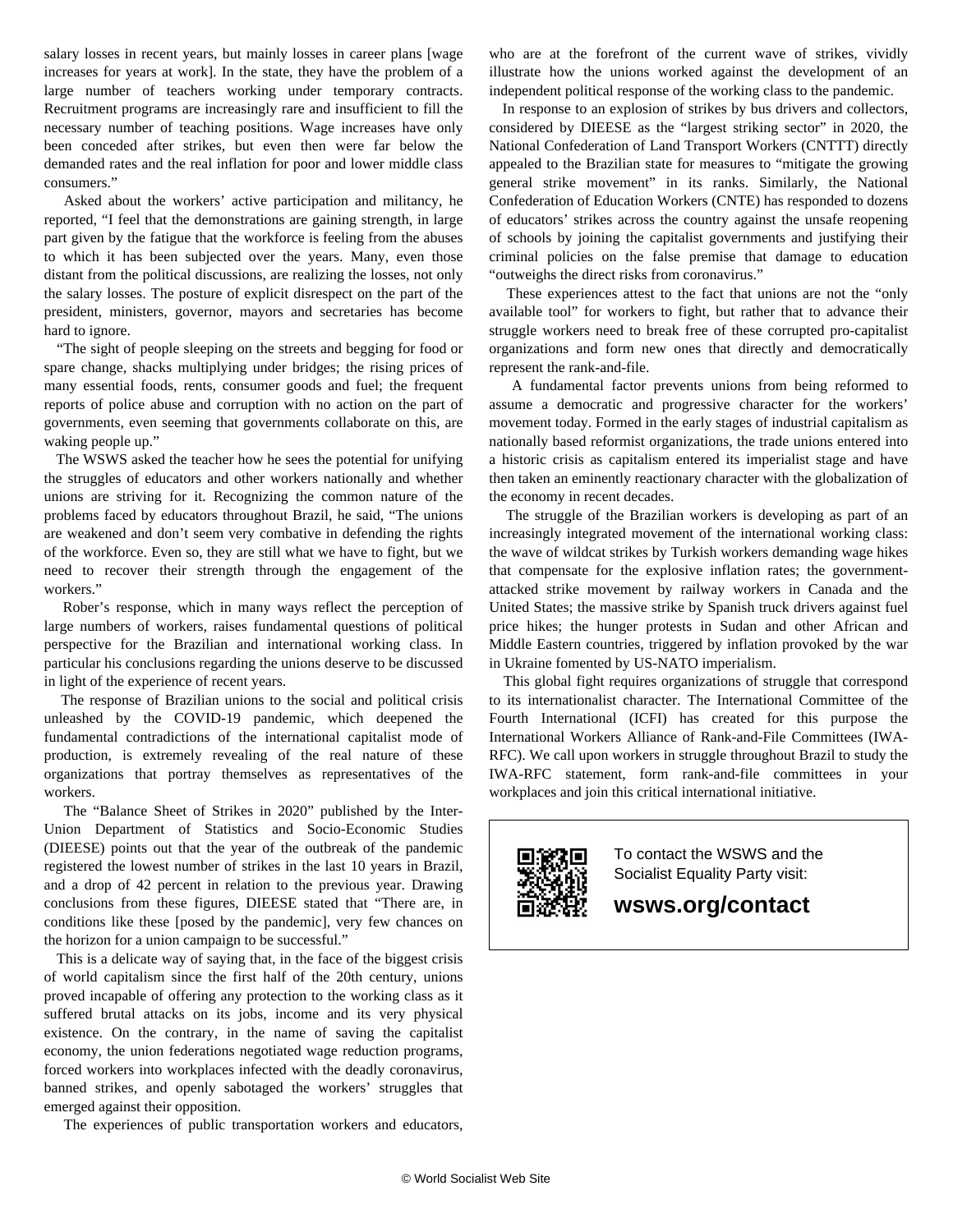salary losses in recent years, but mainly losses in career plans [wage increases for years at work]. In the state, they have the problem of a large number of teachers working under temporary contracts. Recruitment programs are increasingly rare and insufficient to fill the necessary number of teaching positions. Wage increases have only been conceded after strikes, but even then were far below the demanded rates and the real inflation for poor and lower middle class consumers."

Asked about the workers' active participation and militancy, he reported, "I feel that the demonstrations are gaining strength, in large part given by the fatigue that the workforce is feeling from the abuses to which it has been subjected over the years. Many, even those distant from the political discussions, are realizing the losses, not only the salary losses. The posture of explicit disrespect on the part of the president, ministers, governor, mayors and secretaries has become hard to ignore.

"The sight of people sleeping on the streets and begging for food or spare change, shacks multiplying under bridges; the rising prices of many essential foods, rents, consumer goods and fuel; the frequent reports of police abuse and corruption with no action on the part of governments, even seeming that governments collaborate on this, are waking people up."

The WSWS asked the teacher how he sees the potential for unifying the struggles of educators and other workers nationally and whether unions are striving for it. Recognizing the common nature of the problems faced by educators throughout Brazil, he said, "The unions are weakened and don't seem very combative in defending the rights of the workforce. Even so, they are still what we have to fight, but we need to recover their strength through the engagement of the workers."

Rober's response, which in many ways reflect the perception of large numbers of workers, raises fundamental questions of political perspective for the Brazilian and international working class. In particular his conclusions regarding the unions deserve to be discussed in light of the experience of recent years.

The response of Brazilian unions to the social and political crisis unleashed by the COVID-19 pandemic, which deepened the fundamental contradictions of the international capitalist mode of production, is extremely revealing of the real nature of these organizations that portray themselves as representatives of the workers.

The "Balance Sheet of Strikes in 2020" published by the Inter-Union Department of Statistics and Socio-Economic Studies (DIEESE) points out that the year of the outbreak of the pandemic registered the lowest number of strikes in the last 10 years in Brazil, and a drop of 42 percent in relation to the previous year. Drawing conclusions from these figures, DIEESE stated that "There are, in conditions like these [posed by the pandemic], very few chances on the horizon for a union campaign to be successful."

This is a delicate way of saying that, in the face of the biggest crisis of world capitalism since the first half of the 20th century, unions proved incapable of offering any protection to the working class as it suffered brutal attacks on its jobs, income and its very physical existence. On the contrary, in the name of saving the capitalist economy, the union federations negotiated wage reduction programs, forced workers into workplaces infected with the deadly coronavirus, banned strikes, and openly sabotaged the workers' struggles that emerged against their opposition.

The experiences of public transportation workers and educators, who are at the forefront of the current wave of strikes, vividly illustrate how the unions worked against the development of an independent political response of the working class to the pandemic.

In response to an explosion of strikes by bus drivers and collectors, considered by DIEESE as the "largest striking sector" in 2020, the National Confederation of Land Transport Workers (CNTTT) directly appealed to the Brazilian state for measures to "mitigate the growing general strike movement" in its ranks. Similarly, the National Confederation of Education Workers (CNTE) has responded to dozens of educators' strikes across the country against the unsafe reopening of schools by joining the capitalist governments and justifying their criminal policies on the false premise that damage to education "outweighs the direct risks from coronavirus."

These experiences attest to the fact that unions are not the "only available tool" for workers to fight, but rather that to advance their struggle workers need to break free of these corrupted pro-capitalist organizations and form new ones that directly and democratically represent the rank-and-file.

A fundamental factor prevents unions from being reformed to assume a democratic and progressive character for the workers' movement today. Formed in the early stages of industrial capitalism as nationally based reformist organizations, the trade unions entered into a historic crisis as capitalism entered its imperialist stage and have then taken an eminently reactionary character with the globalization of the economy in recent decades.

The struggle of the Brazilian workers is developing as part of an increasingly integrated movement of the international working class: the wave of wildcat strikes by Turkish workers demanding wage hikes that compensate for the explosive inflation rates; the government-attacked strike movement by railway workers in Canada and the United States; the massive strike by Spanish truck drivers against fuel price hikes; the hunger protests in Sudan and other African and Middle Eastern countries, triggered by inflation provoked by the war in Ukraine fomented by US-NATO imperialism.

This global fight requires organizations of struggle that correspond to its internationalist character. The International Committee of the Fourth International (ICFI) has created for this purpose the International Workers Alliance of Rank-and-File Committees (IWA-RFC). We call upon workers in struggle throughout Brazil to study the IWA-RFC statement, form rank-and-file committees in your workplaces and join this critical international initiative.

To contact the WSWS and the Socialist Equality Party visit:

**wsws.org/contact**